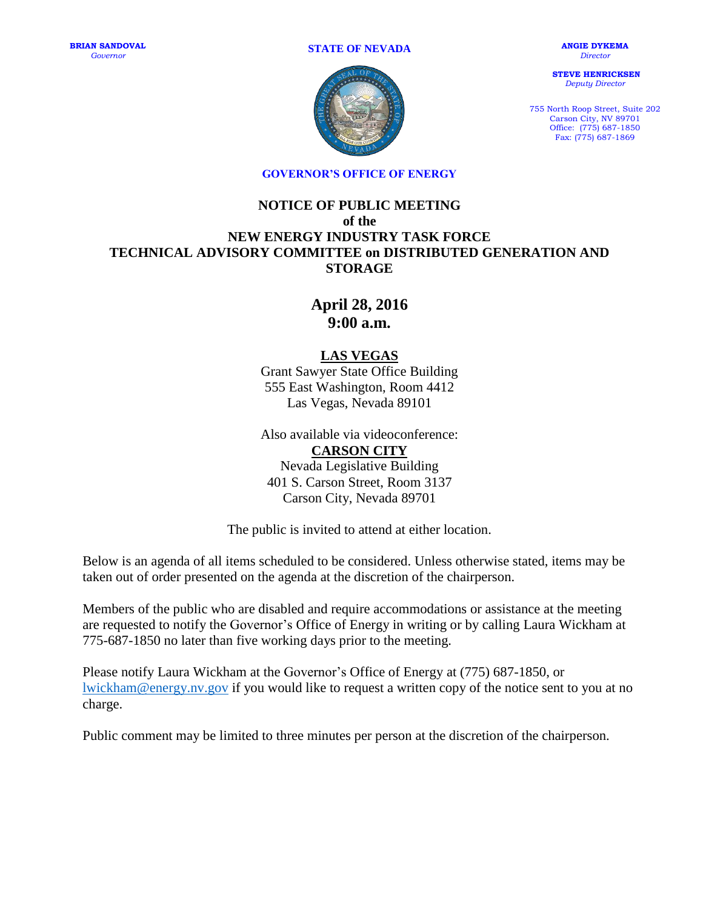**BRIAN SANDOVAL**
*Governor*

**STATE OF NEVADA**

**ANGIE DYKEMA**
*Director*

**STEVE HENRICKSEN**
*Deputy Director*

755 North Roop Street, Suite 202
Carson City, NV 89701
Office: (775) 687-1850
Fax: (775) 687-1869

**GOVERNOR'S OFFICE OF ENERGY**

# NOTICE OF PUBLIC MEETING of the NEW ENERGY INDUSTRY TASK FORCE TECHNICAL ADVISORY COMMITTEE on DISTRIBUTED GENERATION AND STORAGE

## April 28, 2016
## 9:00 a.m.

**LAS VEGAS**
Grant Sawyer State Office Building
555 East Washington, Room 4412
Las Vegas, Nevada 89101

Also available via videoconference:
**CARSON CITY**
Nevada Legislative Building
401 S. Carson Street, Room 3137
Carson City, Nevada 89701

The public is invited to attend at either location.

Below is an agenda of all items scheduled to be considered. Unless otherwise stated, items may be taken out of order presented on the agenda at the discretion of the chairperson.

Members of the public who are disabled and require accommodations or assistance at the meeting are requested to notify the Governor's Office of Energy in writing or by calling Laura Wickham at 775-687-1850 no later than five working days prior to the meeting.

Please notify Laura Wickham at the Governor's Office of Energy at (775) 687-1850, or lwickham@energy.nv.gov if you would like to request a written copy of the notice sent to you at no charge.

Public comment may be limited to three minutes per person at the discretion of the chairperson.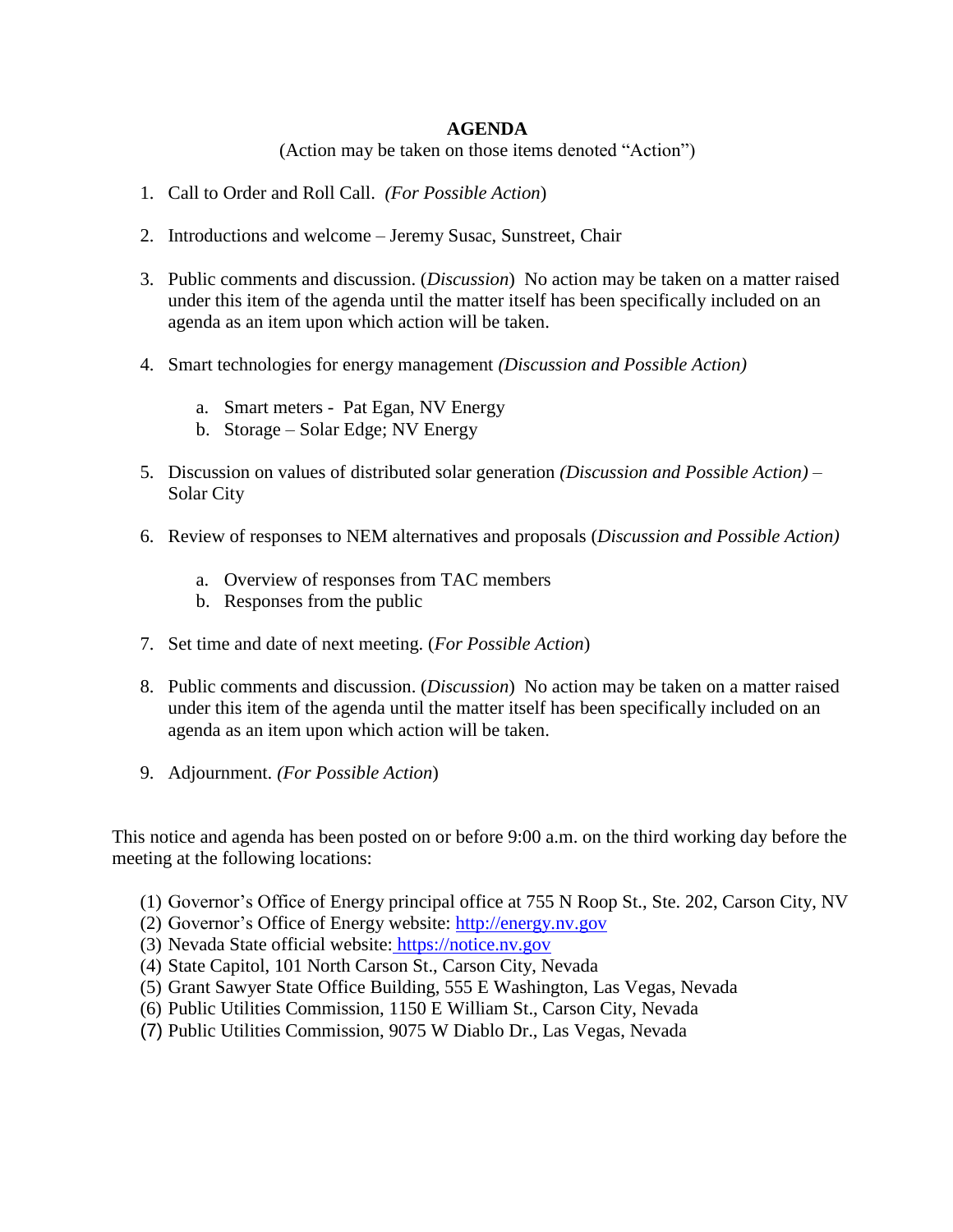**AGENDA**

(Action may be taken on those items denoted "Action")

1. Call to Order and Roll Call. *(For Possible Action*)

2. Introductions and welcome – Jeremy Susac, Sunstreet, Chair

3. Public comments and discussion. (*Discussion*) No action may be taken on a matter raised under this item of the agenda until the matter itself has been specifically included on an agenda as an item upon which action will be taken.

4. Smart technologies for energy management *(Discussion and Possible Action)*

   a. Smart meters - Pat Egan, NV Energy
   b. Storage – Solar Edge; NV Energy

5. Discussion on values of distributed solar generation *(Discussion and Possible Action)* – Solar City

6. Review of responses to NEM alternatives and proposals (*Discussion and Possible Action)*

   a. Overview of responses from TAC members
   b. Responses from the public

7. Set time and date of next meeting. (*For Possible Action*)

8. Public comments and discussion. (*Discussion*) No action may be taken on a matter raised under this item of the agenda until the matter itself has been specifically included on an agenda as an item upon which action will be taken.

9. Adjournment. *(For Possible Action*)

This notice and agenda has been posted on or before 9:00 a.m. on the third working day before the meeting at the following locations:

(1) Governor's Office of Energy principal office at 755 N Roop St., Ste. 202, Carson City, NV
(2) Governor's Office of Energy website: http://energy.nv.gov
(3) Nevada State official website: https://notice.nv.gov
(4) State Capitol, 101 North Carson St., Carson City, Nevada
(5) Grant Sawyer State Office Building, 555 E Washington, Las Vegas, Nevada
(6) Public Utilities Commission, 1150 E William St., Carson City, Nevada
(7) Public Utilities Commission, 9075 W Diablo Dr., Las Vegas, Nevada